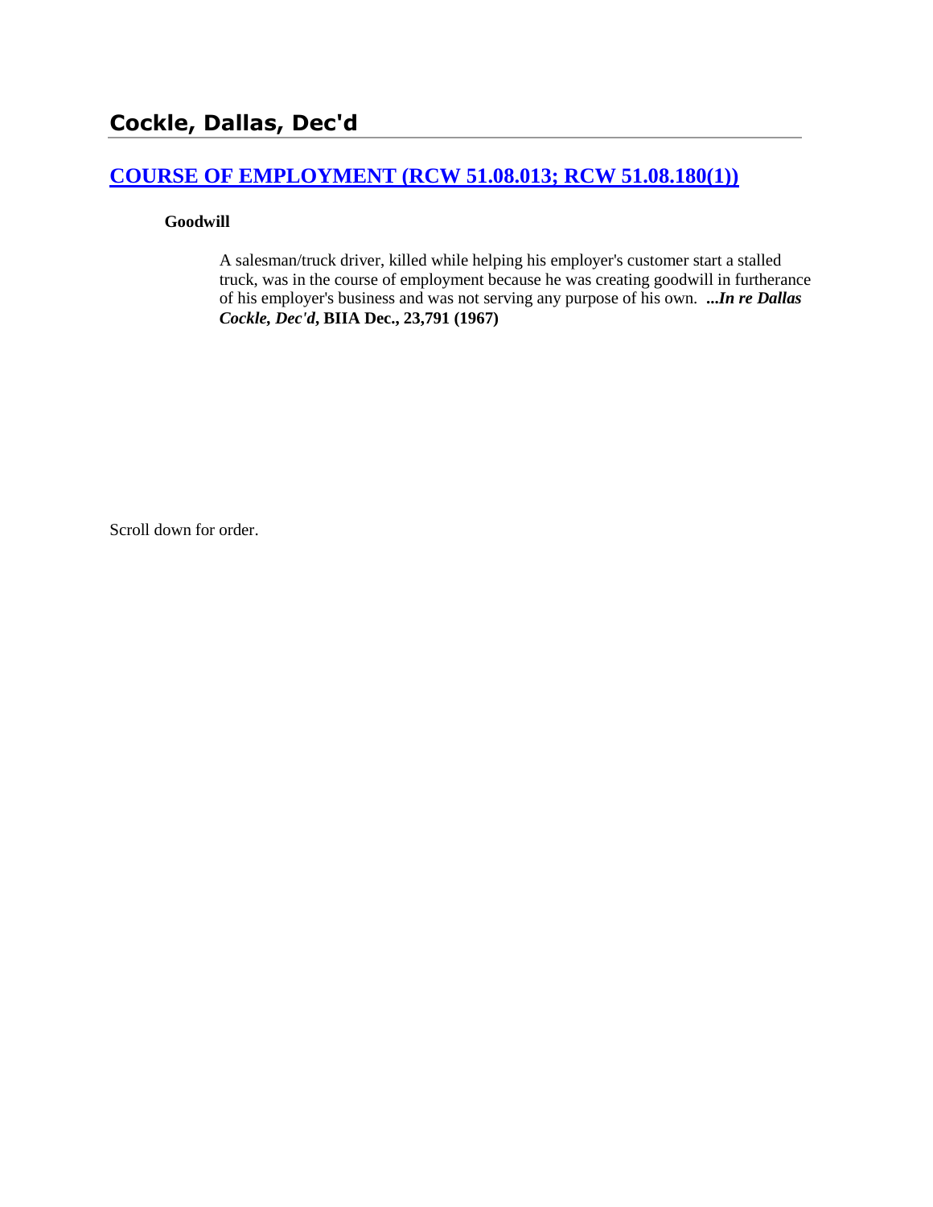## Cockle, Dallas, Dec'd

### [COURSE OF EMPLOYMENT (RCW 51.08.013; RCW 51.08.180(1))]

**Goodwill**

A salesman/truck driver, killed while helping his employer's customer start a stalled truck, was in the course of employment because he was creating goodwill in furtherance of his employer's business and was not serving any purpose of his own. ***...In re Dallas Cockle, Dec'd*, BIIA Dec., 23,791 (1967)**

Scroll down for order.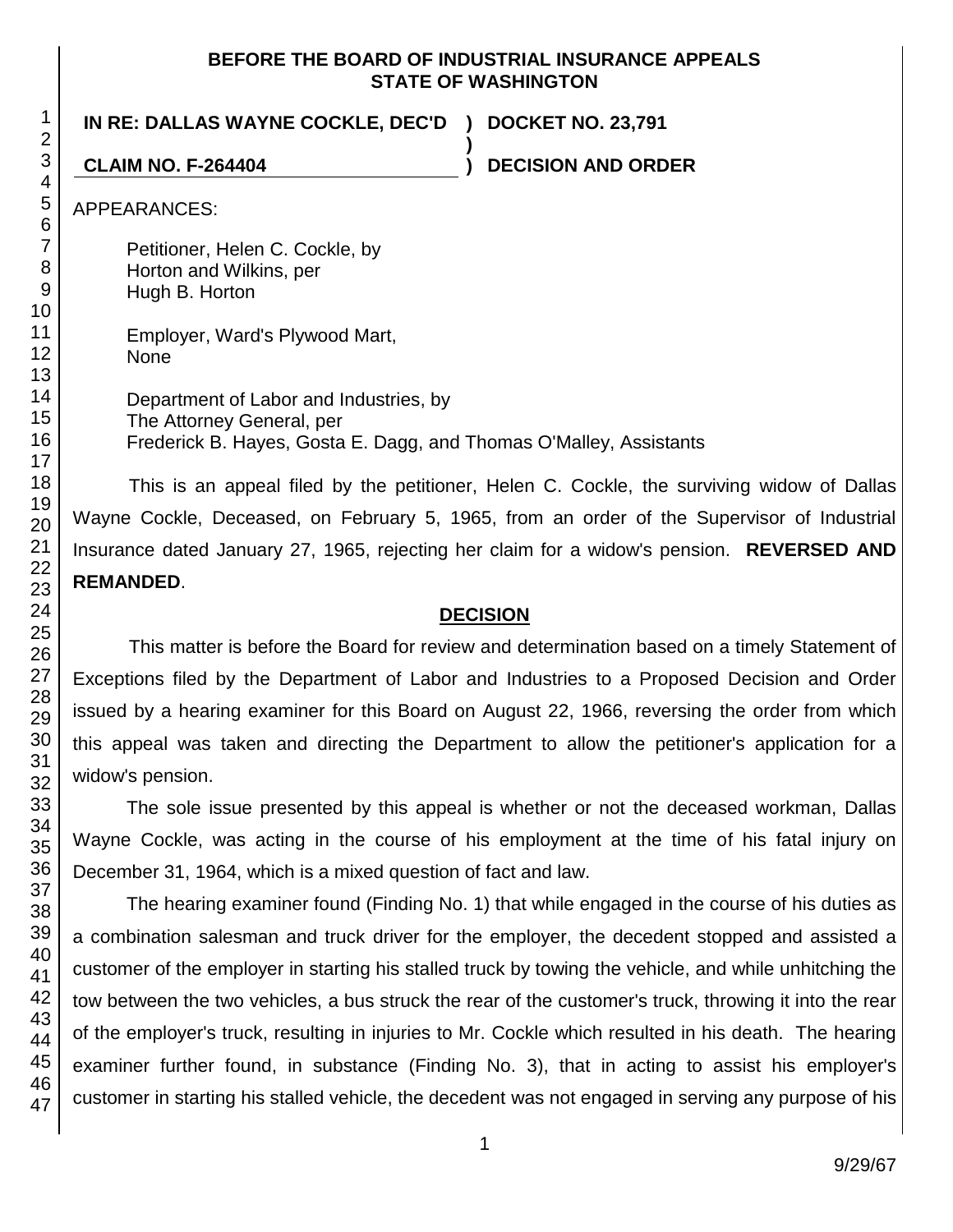**BEFORE THE BOARD OF INDUSTRIAL INSURANCE APPEALS**
**STATE OF WASHINGTON**

**IN RE: DALLAS WAYNE COCKLE, DEC'D ) DOCKET NO. 23,791**
**)**
**CLAIM NO. F-264404 ) DECISION AND ORDER**

APPEARANCES:

Petitioner, Helen C. Cockle, by
Horton and Wilkins, per
Hugh B. Horton

Employer, Ward's Plywood Mart,
None

Department of Labor and Industries, by
The Attorney General, per
Frederick B. Hayes, Gosta E. Dagg, and Thomas O'Malley, Assistants

This is an appeal filed by the petitioner, Helen C. Cockle, the surviving widow of Dallas Wayne Cockle, Deceased, on February 5, 1965, from an order of the Supervisor of Industrial Insurance dated January 27, 1965, rejecting her claim for a widow's pension. **REVERSED AND REMANDED**.

## DECISION

This matter is before the Board for review and determination based on a timely Statement of Exceptions filed by the Department of Labor and Industries to a Proposed Decision and Order issued by a hearing examiner for this Board on August 22, 1966, reversing the order from which this appeal was taken and directing the Department to allow the petitioner's application for a widow's pension.

The sole issue presented by this appeal is whether or not the deceased workman, Dallas Wayne Cockle, was acting in the course of his employment at the time of his fatal injury on December 31, 1964, which is a mixed question of fact and law.

The hearing examiner found (Finding No. 1) that while engaged in the course of his duties as a combination salesman and truck driver for the employer, the decedent stopped and assisted a customer of the employer in starting his stalled truck by towing the vehicle, and while unhitching the tow between the two vehicles, a bus struck the rear of the customer's truck, throwing it into the rear of the employer's truck, resulting in injuries to Mr. Cockle which resulted in his death. The hearing examiner further found, in substance (Finding No. 3), that in acting to assist his employer's customer in starting his stalled vehicle, the decedent was not engaged in serving any purpose of his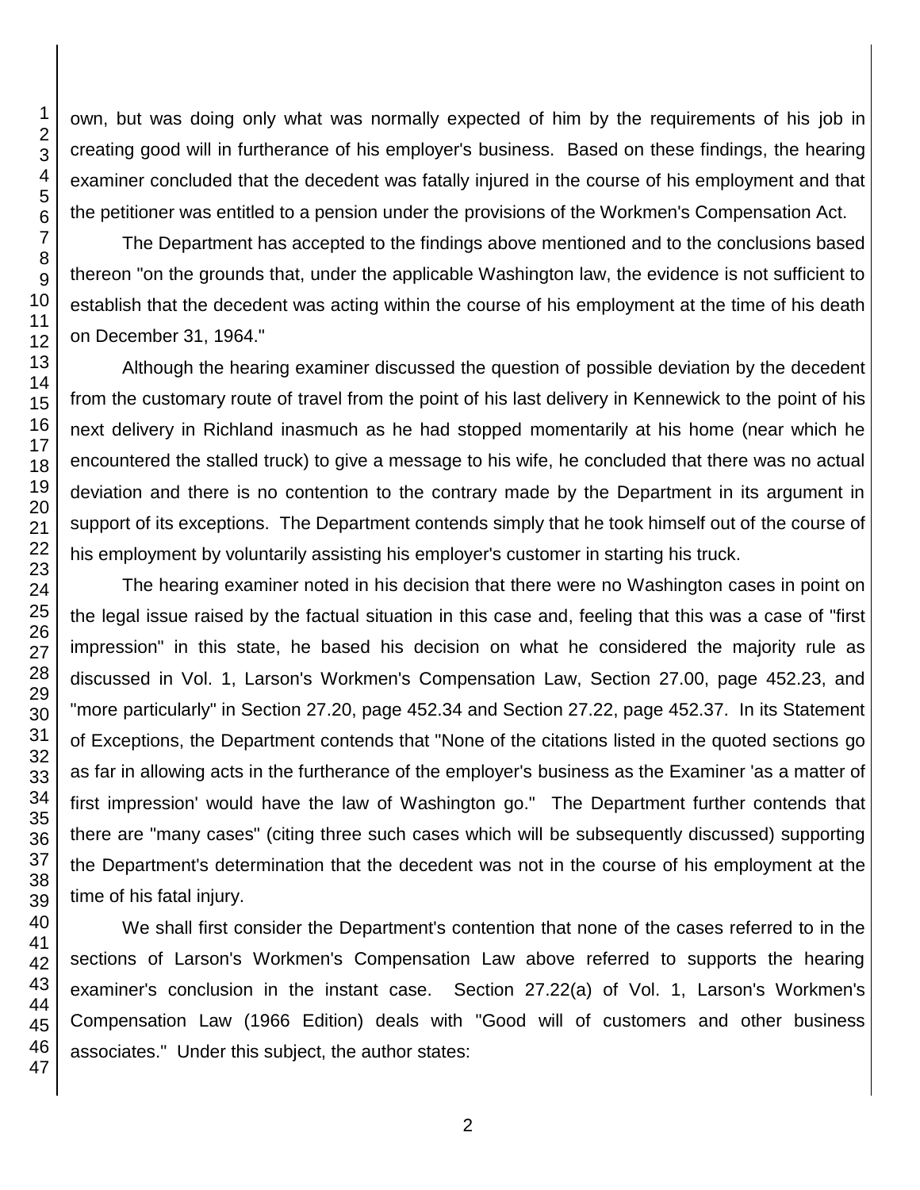own, but was doing only what was normally expected of him by the requirements of his job in creating good will in furtherance of his employer's business. Based on these findings, the hearing examiner concluded that the decedent was fatally injured in the course of his employment and that the petitioner was entitled to a pension under the provisions of the Workmen's Compensation Act.

The Department has accepted to the findings above mentioned and to the conclusions based thereon "on the grounds that, under the applicable Washington law, the evidence is not sufficient to establish that the decedent was acting within the course of his employment at the time of his death on December 31, 1964."

Although the hearing examiner discussed the question of possible deviation by the decedent from the customary route of travel from the point of his last delivery in Kennewick to the point of his next delivery in Richland inasmuch as he had stopped momentarily at his home (near which he encountered the stalled truck) to give a message to his wife, he concluded that there was no actual deviation and there is no contention to the contrary made by the Department in its argument in support of its exceptions. The Department contends simply that he took himself out of the course of his employment by voluntarily assisting his employer's customer in starting his truck.

The hearing examiner noted in his decision that there were no Washington cases in point on the legal issue raised by the factual situation in this case and, feeling that this was a case of "first impression" in this state, he based his decision on what he considered the majority rule as discussed in Vol. 1, Larson's Workmen's Compensation Law, Section 27.00, page 452.23, and "more particularly" in Section 27.20, page 452.34 and Section 27.22, page 452.37. In its Statement of Exceptions, the Department contends that "None of the citations listed in the quoted sections go as far in allowing acts in the furtherance of the employer's business as the Examiner 'as a matter of first impression' would have the law of Washington go." The Department further contends that there are "many cases" (citing three such cases which will be subsequently discussed) supporting the Department's determination that the decedent was not in the course of his employment at the time of his fatal injury.

We shall first consider the Department's contention that none of the cases referred to in the sections of Larson's Workmen's Compensation Law above referred to supports the hearing examiner's conclusion in the instant case. Section 27.22(a) of Vol. 1, Larson's Workmen's Compensation Law (1966 Edition) deals with "Good will of customers and other business associates." Under this subject, the author states: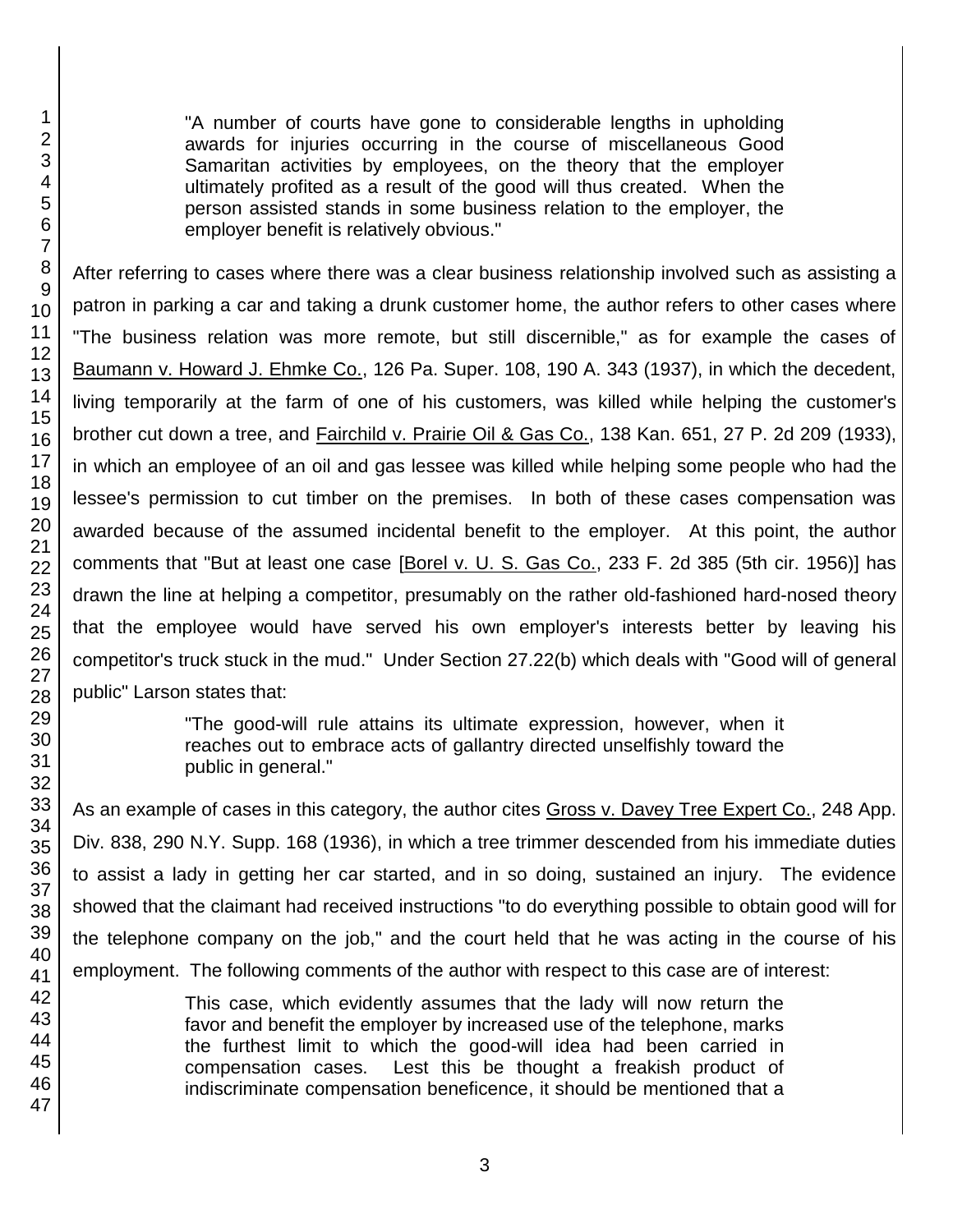> "A number of courts have gone to considerable lengths in upholding awards for injuries occurring in the course of miscellaneous Good Samaritan activities by employees, on the theory that the employer ultimately profited as a result of the good will thus created. When the person assisted stands in some business relation to the employer, the employer benefit is relatively obvious."

After referring to cases where there was a clear business relationship involved such as assisting a patron in parking a car and taking a drunk customer home, the author refers to other cases where "The business relation was more remote, but still discernible," as for example the cases of Baumann v. Howard J. Ehmke Co., 126 Pa. Super. 108, 190 A. 343 (1937), in which the decedent, living temporarily at the farm of one of his customers, was killed while helping the customer's brother cut down a tree, and Fairchild v. Prairie Oil & Gas Co., 138 Kan. 651, 27 P. 2d 209 (1933), in which an employee of an oil and gas lessee was killed while helping some people who had the lessee's permission to cut timber on the premises. In both of these cases compensation was awarded because of the assumed incidental benefit to the employer. At this point, the author comments that "But at least one case [Borel v. U. S. Gas Co., 233 F. 2d 385 (5th cir. 1956)] has drawn the line at helping a competitor, presumably on the rather old-fashioned hard-nosed theory that the employee would have served his own employer's interests better by leaving his competitor's truck stuck in the mud." Under Section 27.22(b) which deals with "Good will of general public" Larson states that:

> "The good-will rule attains its ultimate expression, however, when it reaches out to embrace acts of gallantry directed unselfishly toward the public in general."

As an example of cases in this category, the author cites Gross v. Davey Tree Expert Co., 248 App. Div. 838, 290 N.Y. Supp. 168 (1936), in which a tree trimmer descended from his immediate duties to assist a lady in getting her car started, and in so doing, sustained an injury. The evidence showed that the claimant had received instructions "to do everything possible to obtain good will for the telephone company on the job," and the court held that he was acting in the course of his employment. The following comments of the author with respect to this case are of interest:

> This case, which evidently assumes that the lady will now return the favor and benefit the employer by increased use of the telephone, marks the furthest limit to which the good-will idea had been carried in compensation cases. Lest this be thought a freakish product of indiscriminate compensation beneficence, it should be mentioned that a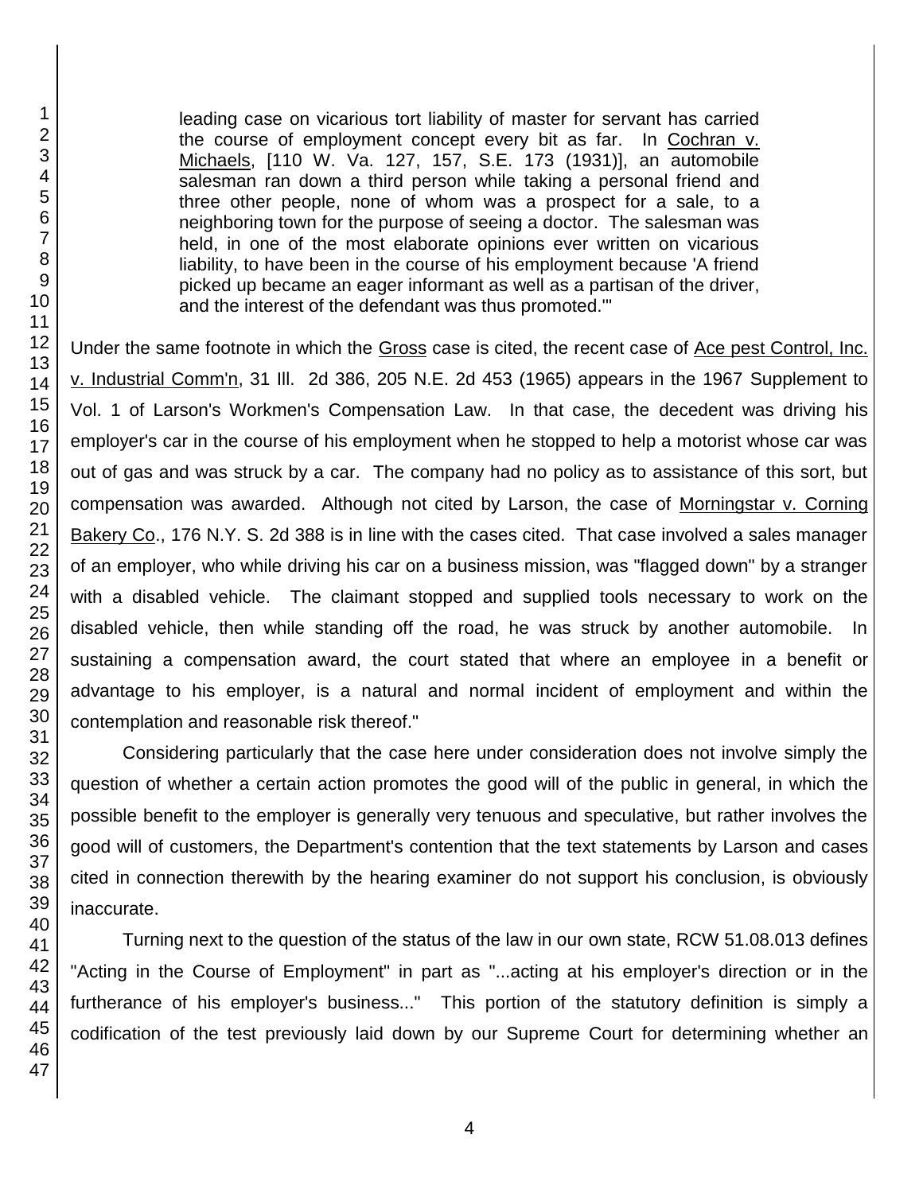> leading case on vicarious tort liability of master for servant has carried the course of employment concept every bit as far. In Cochran v. Michaels, [110 W. Va. 127, 157, S.E. 173 (1931)], an automobile salesman ran down a third person while taking a personal friend and three other people, none of whom was a prospect for a sale, to a neighboring town for the purpose of seeing a doctor. The salesman was held, in one of the most elaborate opinions ever written on vicarious liability, to have been in the course of his employment because 'A friend picked up became an eager informant as well as a partisan of the driver, and the interest of the defendant was thus promoted.'"

Under the same footnote in which the Gross case is cited, the recent case of Ace pest Control, Inc. v. Industrial Comm'n, 31 Ill. 2d 386, 205 N.E. 2d 453 (1965) appears in the 1967 Supplement to Vol. 1 of Larson's Workmen's Compensation Law. In that case, the decedent was driving his employer's car in the course of his employment when he stopped to help a motorist whose car was out of gas and was struck by a car. The company had no policy as to assistance of this sort, but compensation was awarded. Although not cited by Larson, the case of Morningstar v. Corning Bakery Co., 176 N.Y. S. 2d 388 is in line with the cases cited. That case involved a sales manager of an employer, who while driving his car on a business mission, was "flagged down" by a stranger with a disabled vehicle. The claimant stopped and supplied tools necessary to work on the disabled vehicle, then while standing off the road, he was struck by another automobile. In sustaining a compensation award, the court stated that where an employee in a benefit or advantage to his employer, is a natural and normal incident of employment and within the contemplation and reasonable risk thereof."

Considering particularly that the case here under consideration does not involve simply the question of whether a certain action promotes the good will of the public in general, in which the possible benefit to the employer is generally very tenuous and speculative, but rather involves the good will of customers, the Department's contention that the text statements by Larson and cases cited in connection therewith by the hearing examiner do not support his conclusion, is obviously inaccurate.

Turning next to the question of the status of the law in our own state, RCW 51.08.013 defines "Acting in the Course of Employment" in part as "...acting at his employer's direction or in the furtherance of his employer's business..." This portion of the statutory definition is simply a codification of the test previously laid down by our Supreme Court for determining whether an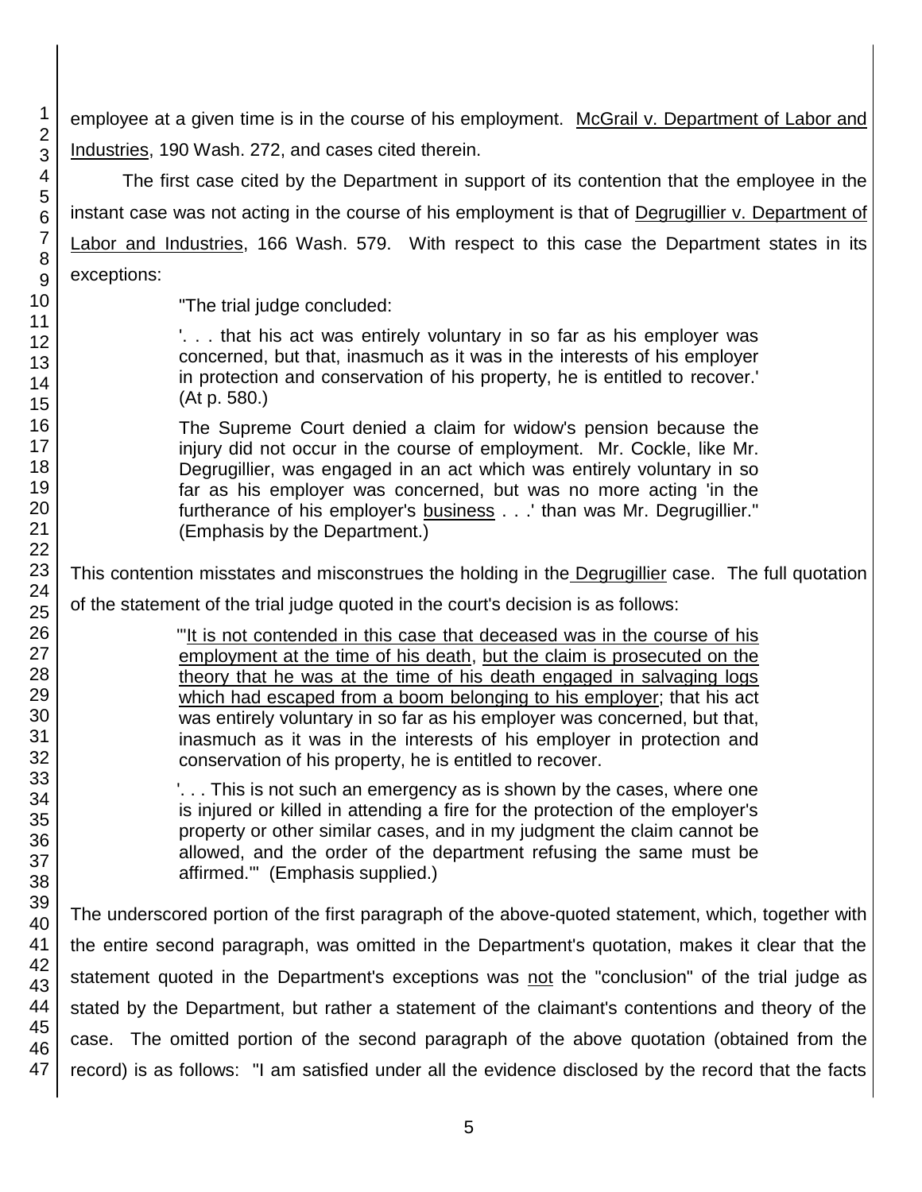employee at a given time is in the course of his employment. McGrail v. Department of Labor and Industries, 190 Wash. 272, and cases cited therein.

The first case cited by the Department in support of its contention that the employee in the instant case was not acting in the course of his employment is that of Degrugillier v. Department of Labor and Industries, 166 Wash. 579. With respect to this case the Department states in its exceptions:

> "The trial judge concluded:
>
> '. . . that his act was entirely voluntary in so far as his employer was concerned, but that, inasmuch as it was in the interests of his employer in protection and conservation of his property, he is entitled to recover.' (At p. 580.)
>
> The Supreme Court denied a claim for widow's pension because the injury did not occur in the course of employment. Mr. Cockle, like Mr. Degrugillier, was engaged in an act which was entirely voluntary in so far as his employer was concerned, but was no more acting 'in the furtherance of his employer's business . . .' than was Mr. Degrugillier." (Emphasis by the Department.)

This contention misstates and misconstrues the holding in the Degrugillier case. The full quotation of the statement of the trial judge quoted in the court's decision is as follows:

> "'It is not contended in this case that deceased was in the course of his employment at the time of his death, but the claim is prosecuted on the theory that he was at the time of his death engaged in salvaging logs which had escaped from a boom belonging to his employer; that his act was entirely voluntary in so far as his employer was concerned, but that, inasmuch as it was in the interests of his employer in protection and conservation of his property, he is entitled to recover.
>
> '. . . This is not such an emergency as is shown by the cases, where one is injured or killed in attending a fire for the protection of the employer's property or other similar cases, and in my judgment the claim cannot be allowed, and the order of the department refusing the same must be affirmed.'" (Emphasis supplied.)

The underscored portion of the first paragraph of the above-quoted statement, which, together with the entire second paragraph, was omitted in the Department's quotation, makes it clear that the statement quoted in the Department's exceptions was not the "conclusion" of the trial judge as stated by the Department, but rather a statement of the claimant's contentions and theory of the case. The omitted portion of the second paragraph of the above quotation (obtained from the record) is as follows: "I am satisfied under all the evidence disclosed by the record that the facts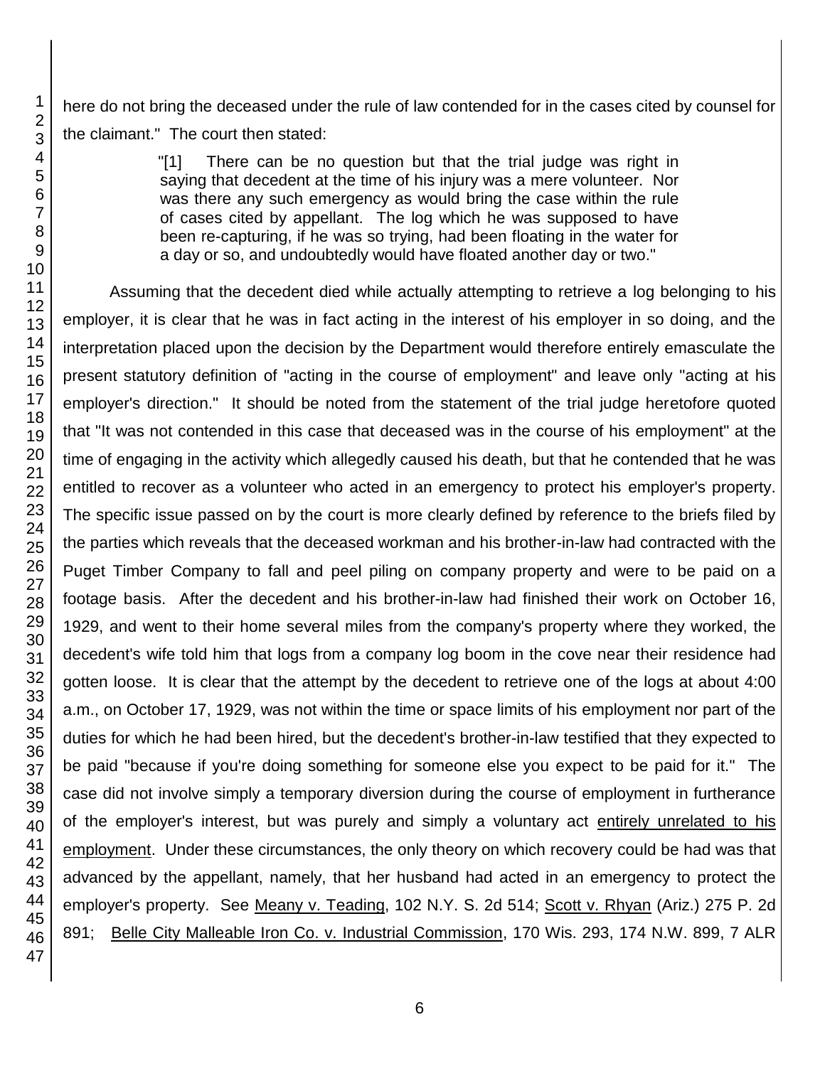here do not bring the deceased under the rule of law contended for in the cases cited by counsel for the claimant." The court then stated:

> "[1] There can be no question but that the trial judge was right in saying that decedent at the time of his injury was a mere volunteer. Nor was there any such emergency as would bring the case within the rule of cases cited by appellant. The log which he was supposed to have been re-capturing, if he was so trying, had been floating in the water for a day or so, and undoubtedly would have floated another day or two."

Assuming that the decedent died while actually attempting to retrieve a log belonging to his employer, it is clear that he was in fact acting in the interest of his employer in so doing, and the interpretation placed upon the decision by the Department would therefore entirely emasculate the present statutory definition of "acting in the course of employment" and leave only "acting at his employer's direction." It should be noted from the statement of the trial judge heretofore quoted that "It was not contended in this case that deceased was in the course of his employment" at the time of engaging in the activity which allegedly caused his death, but that he contended that he was entitled to recover as a volunteer who acted in an emergency to protect his employer's property. The specific issue passed on by the court is more clearly defined by reference to the briefs filed by the parties which reveals that the deceased workman and his brother-in-law had contracted with the Puget Timber Company to fall and peel piling on company property and were to be paid on a footage basis. After the decedent and his brother-in-law had finished their work on October 16, 1929, and went to their home several miles from the company's property where they worked, the decedent's wife told him that logs from a company log boom in the cove near their residence had gotten loose. It is clear that the attempt by the decedent to retrieve one of the logs at about 4:00 a.m., on October 17, 1929, was not within the time or space limits of his employment nor part of the duties for which he had been hired, but the decedent's brother-in-law testified that they expected to be paid "because if you're doing something for someone else you expect to be paid for it." The case did not involve simply a temporary diversion during the course of employment in furtherance of the employer's interest, but was purely and simply a voluntary act <u>entirely unrelated to his employment</u>. Under these circumstances, the only theory on which recovery could be had was that advanced by the appellant, namely, that her husband had acted in an emergency to protect the employer's property. See <u>Meany v. Teading</u>, 102 N.Y. S. 2d 514; <u>Scott v. Rhyan</u> (Ariz.) 275 P. 2d 891; <u>Belle City Malleable Iron Co. v. Industrial Commission</u>, 170 Wis. 293, 174 N.W. 899, 7 ALR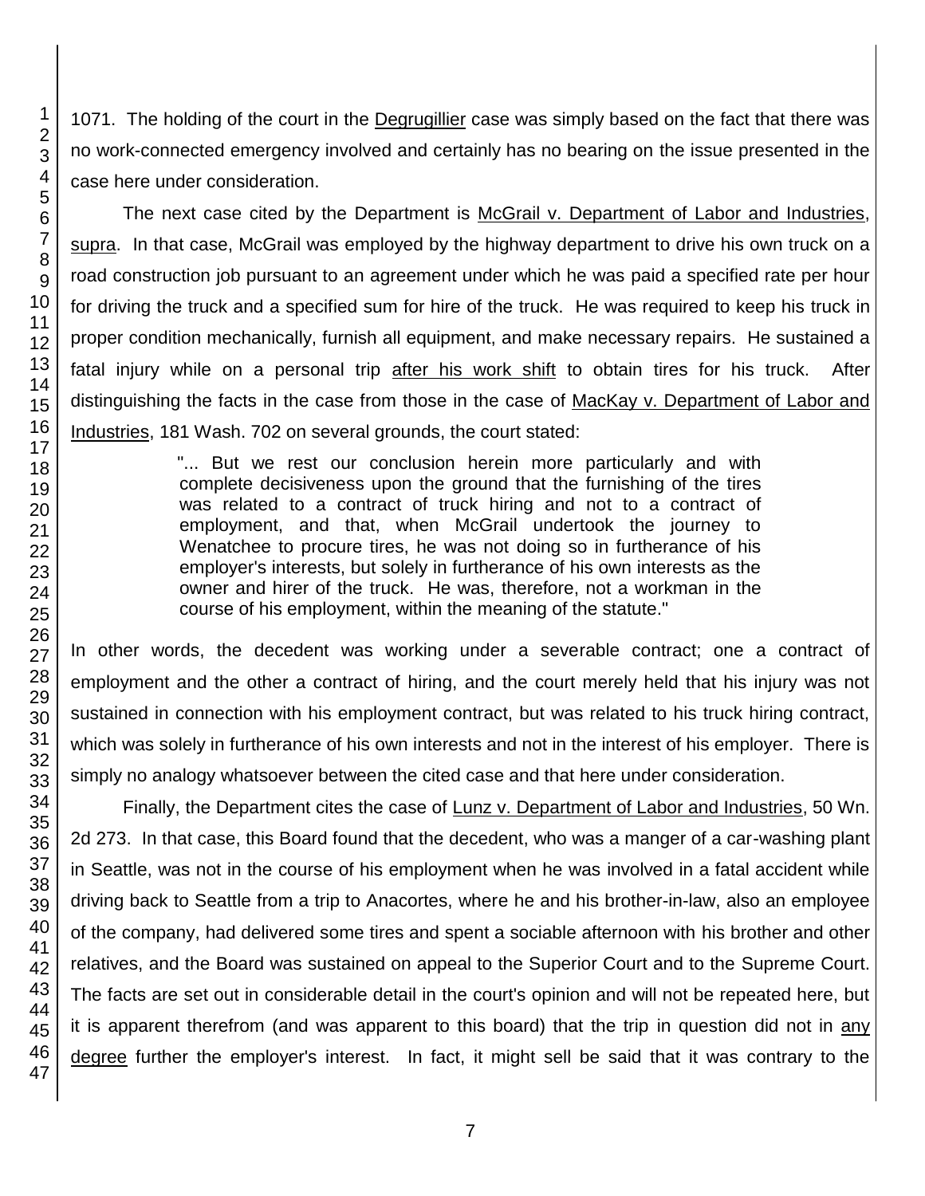1071. The holding of the court in the Degrugillier case was simply based on the fact that there was no work-connected emergency involved and certainly has no bearing on the issue presented in the case here under consideration.

The next case cited by the Department is McGrail v. Department of Labor and Industries, supra. In that case, McGrail was employed by the highway department to drive his own truck on a road construction job pursuant to an agreement under which he was paid a specified rate per hour for driving the truck and a specified sum for hire of the truck. He was required to keep his truck in proper condition mechanically, furnish all equipment, and make necessary repairs. He sustained a fatal injury while on a personal trip after his work shift to obtain tires for his truck. After distinguishing the facts in the case from those in the case of MacKay v. Department of Labor and Industries, 181 Wash. 702 on several grounds, the court stated:

> "... But we rest our conclusion herein more particularly and with complete decisiveness upon the ground that the furnishing of the tires was related to a contract of truck hiring and not to a contract of employment, and that, when McGrail undertook the journey to Wenatchee to procure tires, he was not doing so in furtherance of his employer's interests, but solely in furtherance of his own interests as the owner and hirer of the truck. He was, therefore, not a workman in the course of his employment, within the meaning of the statute."

In other words, the decedent was working under a severable contract; one a contract of employment and the other a contract of hiring, and the court merely held that his injury was not sustained in connection with his employment contract, but was related to his truck hiring contract, which was solely in furtherance of his own interests and not in the interest of his employer. There is simply no analogy whatsoever between the cited case and that here under consideration.

Finally, the Department cites the case of Lunz v. Department of Labor and Industries, 50 Wn. 2d 273. In that case, this Board found that the decedent, who was a manger of a car-washing plant in Seattle, was not in the course of his employment when he was involved in a fatal accident while driving back to Seattle from a trip to Anacortes, where he and his brother-in-law, also an employee of the company, had delivered some tires and spent a sociable afternoon with his brother and other relatives, and the Board was sustained on appeal to the Superior Court and to the Supreme Court. The facts are set out in considerable detail in the court's opinion and will not be repeated here, but it is apparent therefrom (and was apparent to this board) that the trip in question did not in any degree further the employer's interest. In fact, it might sell be said that it was contrary to the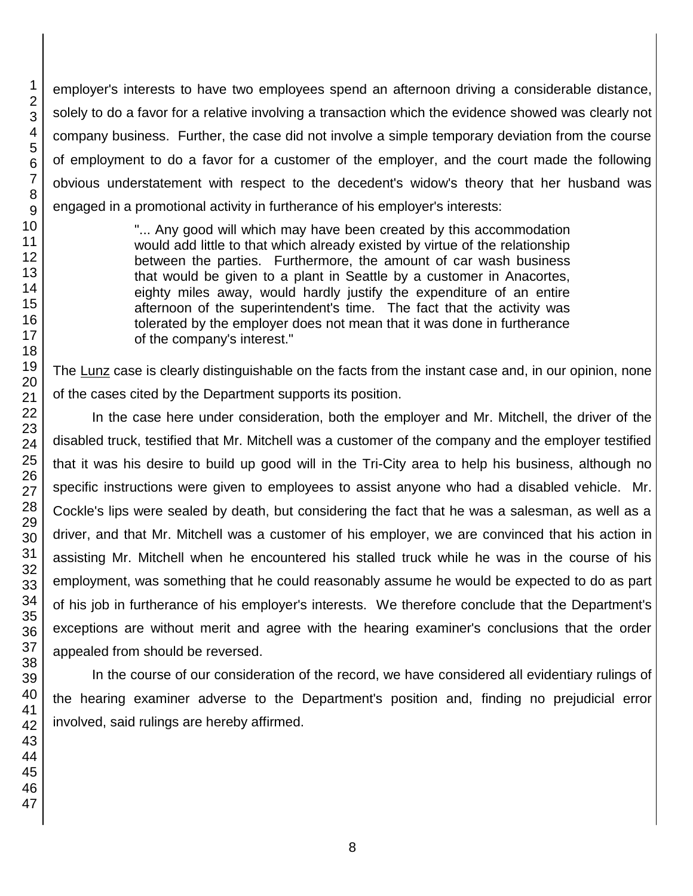employer's interests to have two employees spend an afternoon driving a considerable distance, solely to do a favor for a relative involving a transaction which the evidence showed was clearly not company business. Further, the case did not involve a simple temporary deviation from the course of employment to do a favor for a customer of the employer, and the court made the following obvious understatement with respect to the decedent's widow's theory that her husband was engaged in a promotional activity in furtherance of his employer's interests:

> "... Any good will which may have been created by this accommodation would add little to that which already existed by virtue of the relationship between the parties. Furthermore, the amount of car wash business that would be given to a plant in Seattle by a customer in Anacortes, eighty miles away, would hardly justify the expenditure of an entire afternoon of the superintendent's time. The fact that the activity was tolerated by the employer does not mean that it was done in furtherance of the company's interest."

The Lunz case is clearly distinguishable on the facts from the instant case and, in our opinion, none of the cases cited by the Department supports its position.

In the case here under consideration, both the employer and Mr. Mitchell, the driver of the disabled truck, testified that Mr. Mitchell was a customer of the company and the employer testified that it was his desire to build up good will in the Tri-City area to help his business, although no specific instructions were given to employees to assist anyone who had a disabled vehicle. Mr. Cockle's lips were sealed by death, but considering the fact that he was a salesman, as well as a driver, and that Mr. Mitchell was a customer of his employer, we are convinced that his action in assisting Mr. Mitchell when he encountered his stalled truck while he was in the course of his employment, was something that he could reasonably assume he would be expected to do as part of his job in furtherance of his employer's interests. We therefore conclude that the Department's exceptions are without merit and agree with the hearing examiner's conclusions that the order appealed from should be reversed.

In the course of our consideration of the record, we have considered all evidentiary rulings of the hearing examiner adverse to the Department's position and, finding no prejudicial error involved, said rulings are hereby affirmed.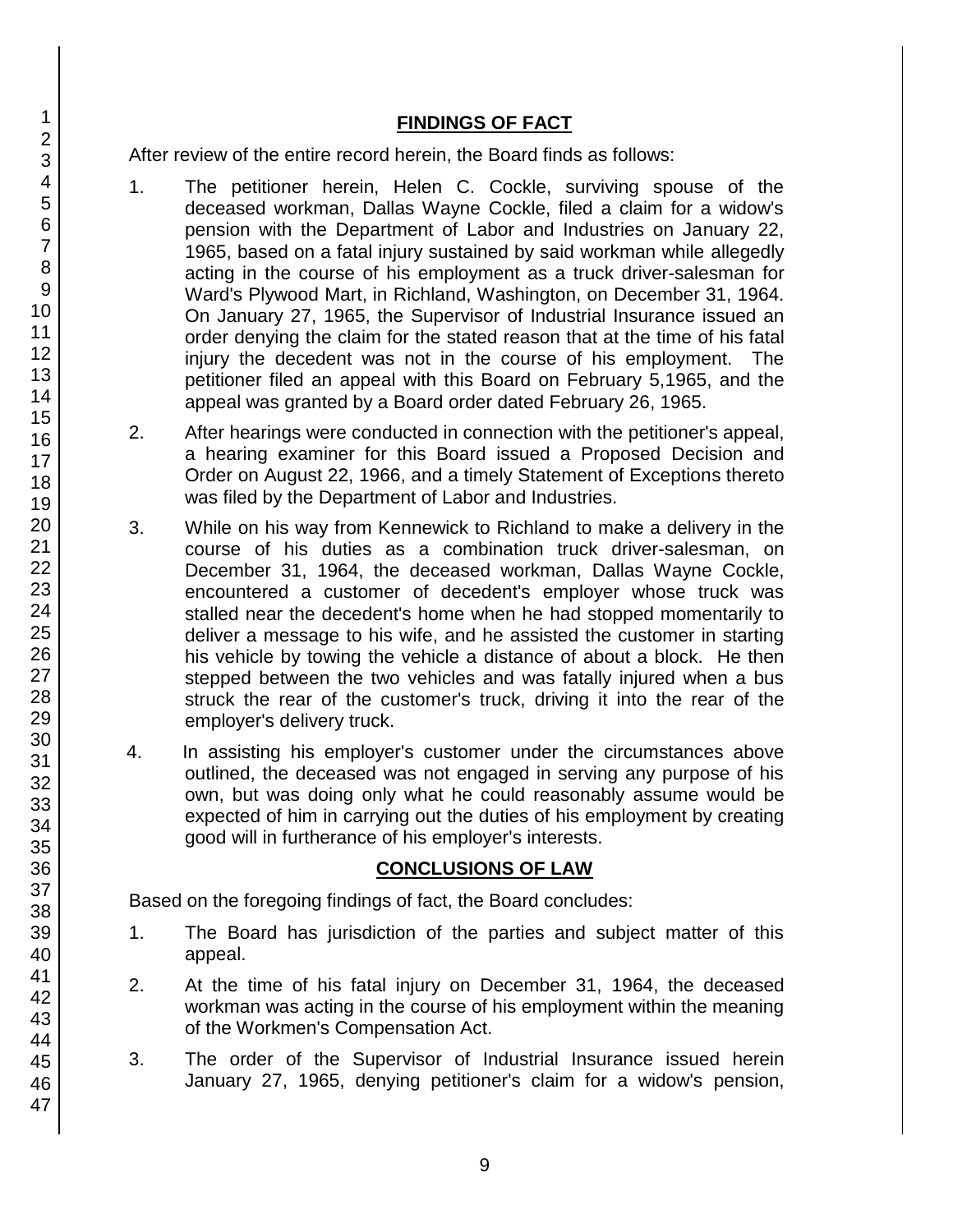## FINDINGS OF FACT

After review of the entire record herein, the Board finds as follows:

1. The petitioner herein, Helen C. Cockle, surviving spouse of the deceased workman, Dallas Wayne Cockle, filed a claim for a widow's pension with the Department of Labor and Industries on January 22, 1965, based on a fatal injury sustained by said workman while allegedly acting in the course of his employment as a truck driver-salesman for Ward's Plywood Mart, in Richland, Washington, on December 31, 1964. On January 27, 1965, the Supervisor of Industrial Insurance issued an order denying the claim for the stated reason that at the time of his fatal injury the decedent was not in the course of his employment. The petitioner filed an appeal with this Board on February 5,1965, and the appeal was granted by a Board order dated February 26, 1965.

2. After hearings were conducted in connection with the petitioner's appeal, a hearing examiner for this Board issued a Proposed Decision and Order on August 22, 1966, and a timely Statement of Exceptions thereto was filed by the Department of Labor and Industries.

3. While on his way from Kennewick to Richland to make a delivery in the course of his duties as a combination truck driver-salesman, on December 31, 1964, the deceased workman, Dallas Wayne Cockle, encountered a customer of decedent's employer whose truck was stalled near the decedent's home when he had stopped momentarily to deliver a message to his wife, and he assisted the customer in starting his vehicle by towing the vehicle a distance of about a block. He then stepped between the two vehicles and was fatally injured when a bus struck the rear of the customer's truck, driving it into the rear of the employer's delivery truck.

4. In assisting his employer's customer under the circumstances above outlined, the deceased was not engaged in serving any purpose of his own, but was doing only what he could reasonably assume would be expected of him in carrying out the duties of his employment by creating good will in furtherance of his employer's interests.

## CONCLUSIONS OF LAW

Based on the foregoing findings of fact, the Board concludes:

1. The Board has jurisdiction of the parties and subject matter of this appeal.

2. At the time of his fatal injury on December 31, 1964, the deceased workman was acting in the course of his employment within the meaning of the Workmen's Compensation Act.

3. The order of the Supervisor of Industrial Insurance issued herein January 27, 1965, denying petitioner's claim for a widow's pension,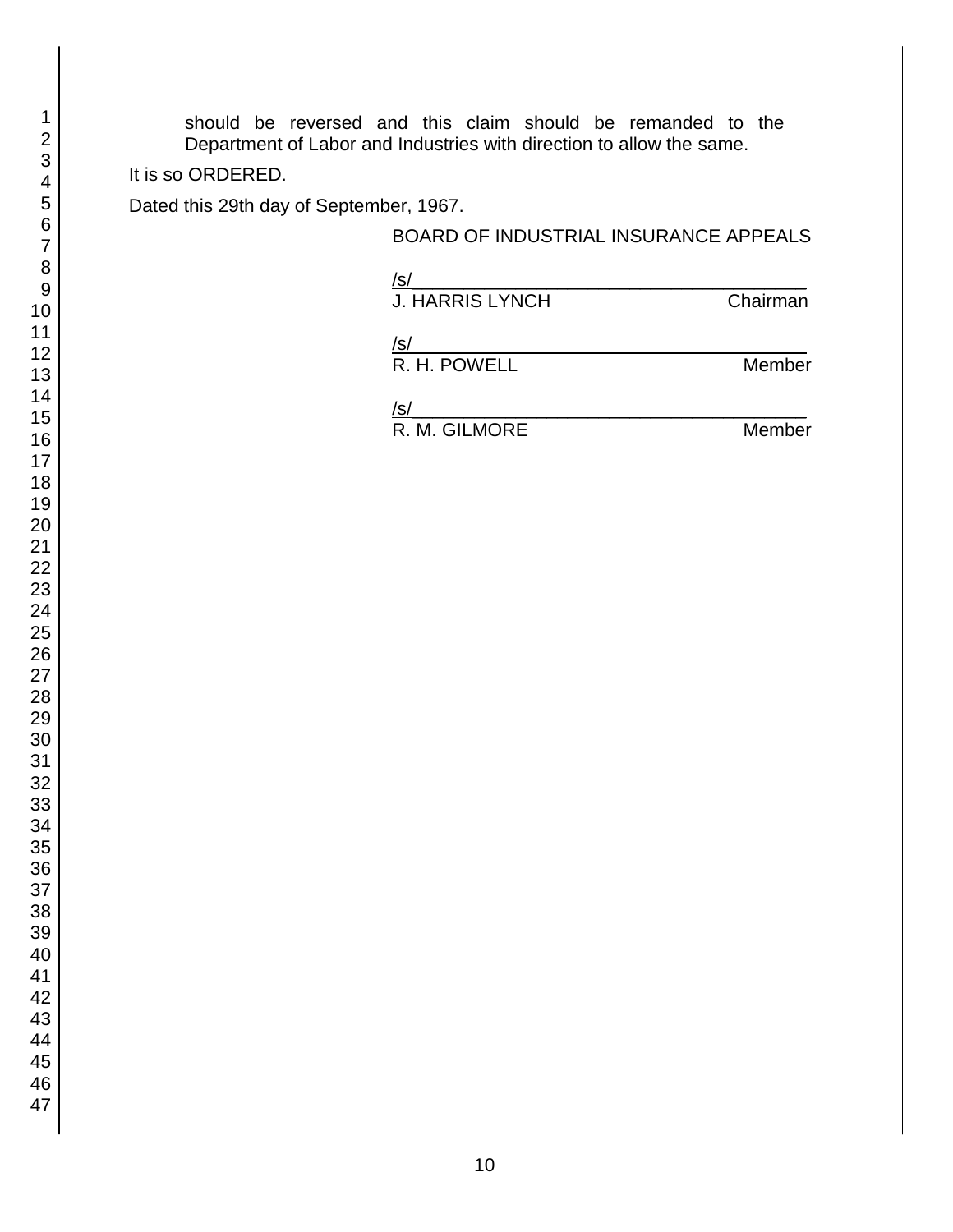should be reversed and this claim should be remanded to the Department of Labor and Industries with direction to allow the same.

It is so ORDERED.

Dated this 29th day of September, 1967.

BOARD OF INDUSTRIAL INSURANCE APPEALS

/s/________________________________________
J. HARRIS LYNCH Chairman

/s/________________________________________
R. H. POWELL Member

/s/________________________________________
R. M. GILMORE Member